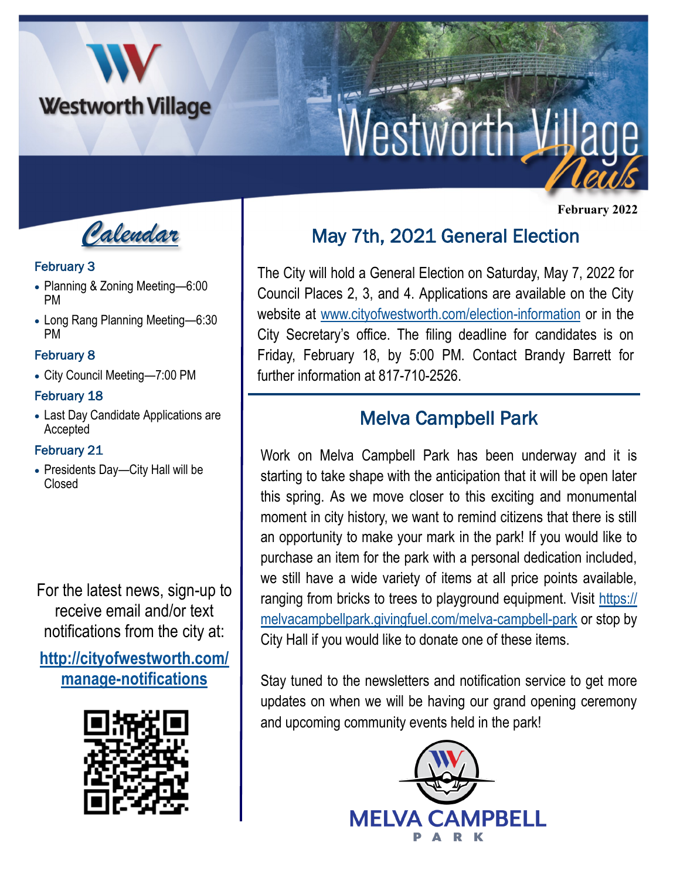# Westworth Village News

February 2022

## Calendar

**February 3**

- Planning & Zoning Meeting—6:00 PM
- Long Rang Planning Meeting—6:30 PM

**February 8**

- City Council Meeting—7:00 PM

**February 18**

- Last Day Candidate Applications are Accepted

**February 21**

- Presidents Day—City Hall will be Closed

For the latest news, sign-up to receive email and/or text notifications from the city at:

**http://cityofwestworth.com/manage-notifications**

## May 7th, 2021 General Election

The City will hold a General Election on Saturday, May 7, 2022 for Council Places 2, 3, and 4. Applications are available on the City website at www.cityofwestworth.com/election-information or in the City Secretary's office. The filing deadline for candidates is on Friday, February 18, by 5:00 PM. Contact Brandy Barrett for further information at 817-710-2526.

## Melva Campbell Park

Work on Melva Campbell Park has been underway and it is starting to take shape with the anticipation that it will be open later this spring. As we move closer to this exciting and monumental moment in city history, we want to remind citizens that there is still an opportunity to make your mark in the park! If you would like to purchase an item for the park with a personal dedication included, we still have a wide variety of items at all price points available, ranging from bricks to trees to playground equipment. Visit https://melvacampbellpark.givingfuel.com/melva-campbell-park or stop by City Hall if you would like to donate one of these items.

Stay tuned to the newsletters and notification service to get more updates on when we will be having our grand opening ceremony and upcoming community events held in the park!

MELVA CAMPBELL PARK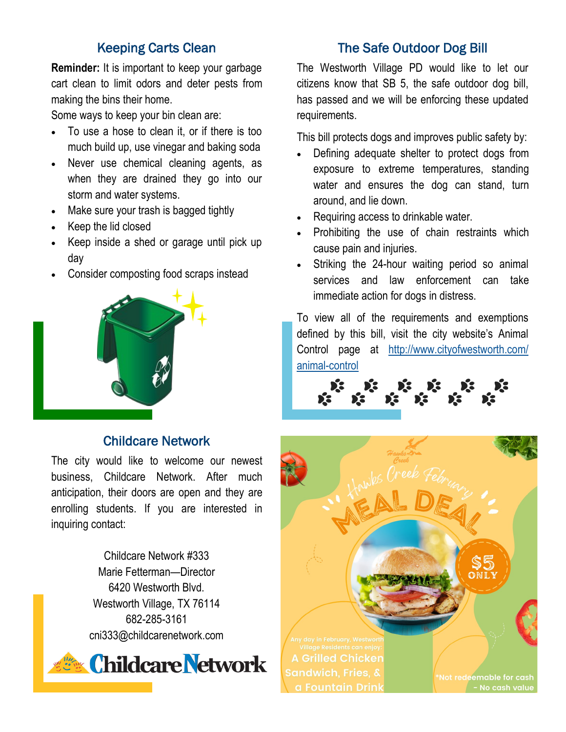## Keeping Carts Clean

**Reminder:** It is important to keep your garbage cart clean to limit odors and deter pests from making the bins their home.

Some ways to keep your bin clean are:

- To use a hose to clean it, or if there is too much build up, use vinegar and baking soda
- Never use chemical cleaning agents, as when they are drained they go into our storm and water systems.
- Make sure your trash is bagged tightly
- Keep the lid closed
- Keep inside a shed or garage until pick up day
- Consider composting food scraps instead

## Childcare Network

The city would like to welcome our newest business, Childcare Network. After much anticipation, their doors are open and they are enrolling students. If you are interested in inquiring contact:

Childcare Network #333
Marie Fetterman—Director
6420 Westworth Blvd.
Westworth Village, TX 76114
682-285-3161
cni333@childcarenetwork.com

Childcare Network

## The Safe Outdoor Dog Bill

The Westworth Village PD would like to let our citizens know that SB 5, the safe outdoor dog bill, has passed and we will be enforcing these updated requirements.

This bill protects dogs and improves public safety by:

- Defining adequate shelter to protect dogs from exposure to extreme temperatures, standing water and ensures the dog can stand, turn around, and lie down.
- Requiring access to drinkable water.
- Prohibiting the use of chain restraints which cause pain and injuries.
- Striking the 24-hour waiting period so animal services and law enforcement can take immediate action for dogs in distress.

To view all of the requirements and exemptions defined by this bill, visit the city website's Animal Control page at http://www.cityofwestworth.com/animal-control

Hawks Creek

Hawks Creek February

MEAL DEAL

$5 ONLY

Any day in February, Westworth Village Residents can enjoy:

A Grilled Chicken Sandwich, Fries, & a Fountain Drink

*Not redeemable for cash - No cash value